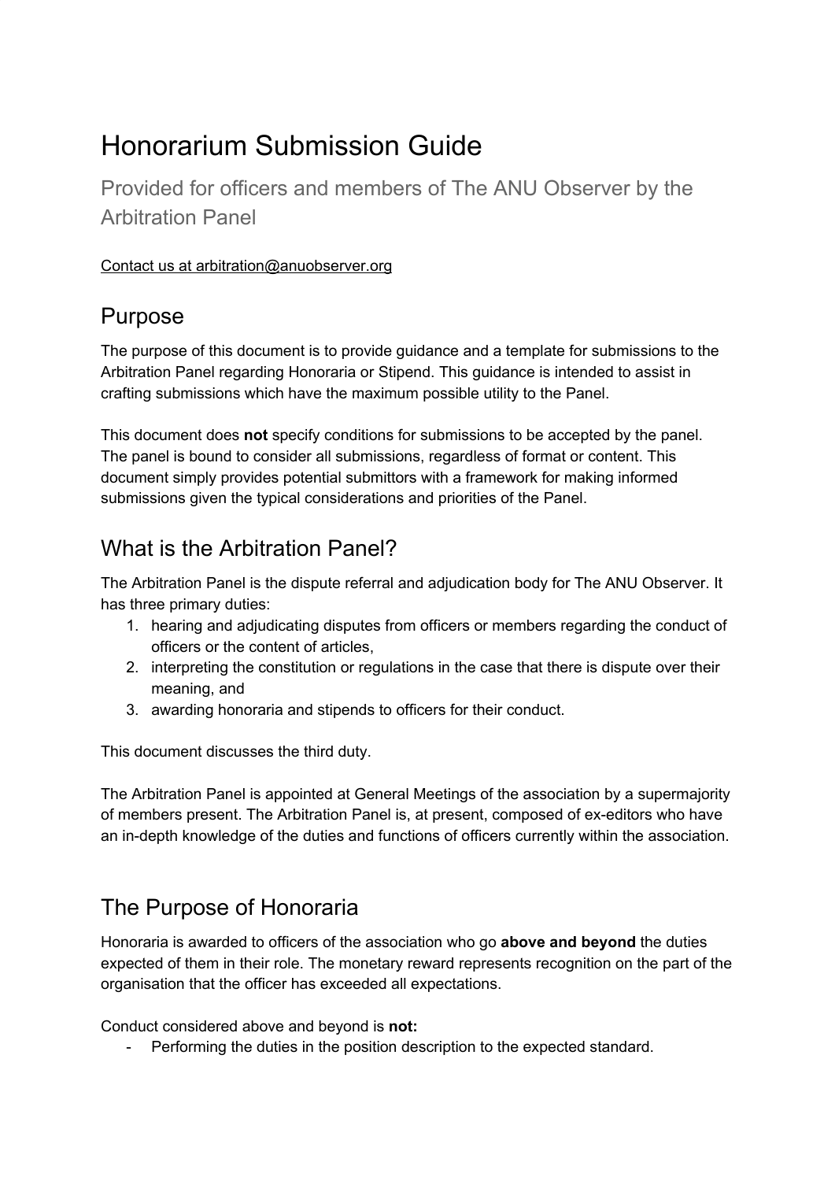# Honorarium Submission Guide

Provided for officers and members of The ANU Observer by the Arbitration Panel

Contact us at arbitration@anuobserver.org

## Purpose

The purpose of this document is to provide guidance and a template for submissions to the Arbitration Panel regarding Honoraria or Stipend. This guidance is intended to assist in crafting submissions which have the maximum possible utility to the Panel.

This document does **not** specify conditions for submissions to be accepted by the panel. The panel is bound to consider all submissions, regardless of format or content. This document simply provides potential submittors with a framework for making informed submissions given the typical considerations and priorities of the Panel.

## What is the Arbitration Panel?

The Arbitration Panel is the dispute referral and adjudication body for The ANU Observer. It has three primary duties:

1. hearing and adjudicating disputes from officers or members regarding the conduct of officers or the content of articles,
2. interpreting the constitution or regulations in the case that there is dispute over their meaning, and
3. awarding honoraria and stipends to officers for their conduct.

This document discusses the third duty.

The Arbitration Panel is appointed at General Meetings of the association by a supermajority of members present. The Arbitration Panel is, at present, composed of ex-editors who have an in-depth knowledge of the duties and functions of officers currently within the association.

## The Purpose of Honoraria

Honoraria is awarded to officers of the association who go **above and beyond** the duties expected of them in their role. The monetary reward represents recognition on the part of the organisation that the officer has exceeded all expectations.

Conduct considered above and beyond is **not:**

- Performing the duties in the position description to the expected standard.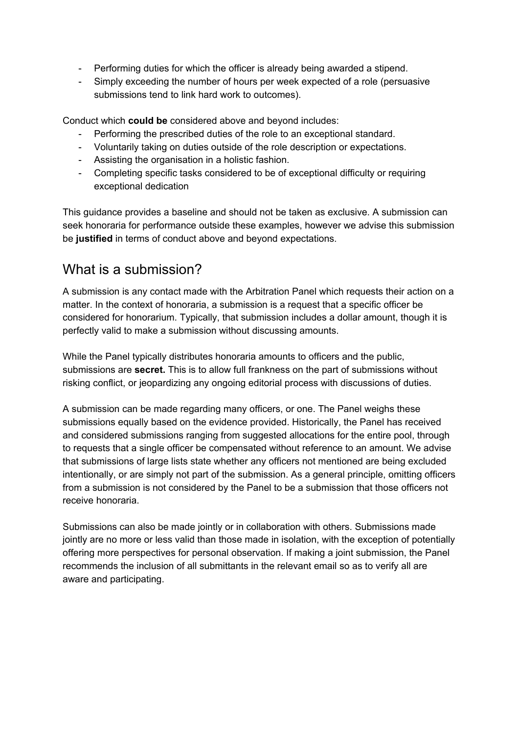- Performing duties for which the officer is already being awarded a stipend.
- Simply exceeding the number of hours per week expected of a role (persuasive submissions tend to link hard work to outcomes).

Conduct which **could be** considered above and beyond includes:

- Performing the prescribed duties of the role to an exceptional standard.
- Voluntarily taking on duties outside of the role description or expectations.
- Assisting the organisation in a holistic fashion.
- Completing specific tasks considered to be of exceptional difficulty or requiring exceptional dedication

This guidance provides a baseline and should not be taken as exclusive. A submission can seek honoraria for performance outside these examples, however we advise this submission be **justified** in terms of conduct above and beyond expectations.

## What is a submission?

A submission is any contact made with the Arbitration Panel which requests their action on a matter. In the context of honoraria, a submission is a request that a specific officer be considered for honorarium. Typically, that submission includes a dollar amount, though it is perfectly valid to make a submission without discussing amounts.

While the Panel typically distributes honoraria amounts to officers and the public, submissions are **secret.** This is to allow full frankness on the part of submissions without risking conflict, or jeopardizing any ongoing editorial process with discussions of duties.

A submission can be made regarding many officers, or one. The Panel weighs these submissions equally based on the evidence provided. Historically, the Panel has received and considered submissions ranging from suggested allocations for the entire pool, through to requests that a single officer be compensated without reference to an amount. We advise that submissions of large lists state whether any officers not mentioned are being excluded intentionally, or are simply not part of the submission. As a general principle, omitting officers from a submission is not considered by the Panel to be a submission that those officers not receive honoraria.

Submissions can also be made jointly or in collaboration with others. Submissions made jointly are no more or less valid than those made in isolation, with the exception of potentially offering more perspectives for personal observation. If making a joint submission, the Panel recommends the inclusion of all submittants in the relevant email so as to verify all are aware and participating.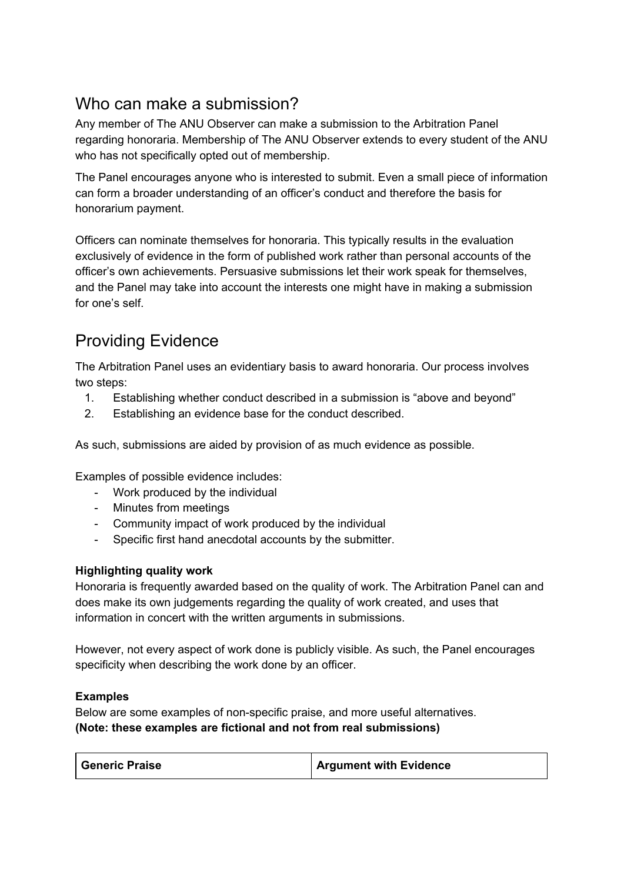## Who can make a submission?

Any member of The ANU Observer can make a submission to the Arbitration Panel regarding honoraria. Membership of The ANU Observer extends to every student of the ANU who has not specifically opted out of membership.

The Panel encourages anyone who is interested to submit. Even a small piece of information can form a broader understanding of an officer's conduct and therefore the basis for honorarium payment.

Officers can nominate themselves for honoraria. This typically results in the evaluation exclusively of evidence in the form of published work rather than personal accounts of the officer's own achievements. Persuasive submissions let their work speak for themselves, and the Panel may take into account the interests one might have in making a submission for one's self.

## Providing Evidence

The Arbitration Panel uses an evidentiary basis to award honoraria. Our process involves two steps:

1. Establishing whether conduct described in a submission is "above and beyond"
2. Establishing an evidence base for the conduct described.

As such, submissions are aided by provision of as much evidence as possible.

Examples of possible evidence includes:

- Work produced by the individual
- Minutes from meetings
- Community impact of work produced by the individual
- Specific first hand anecdotal accounts by the submitter.

**Highlighting quality work**

Honoraria is frequently awarded based on the quality of work. The Arbitration Panel can and does make its own judgements regarding the quality of work created, and uses that information in concert with the written arguments in submissions.

However, not every aspect of work done is publicly visible. As such, the Panel encourages specificity when describing the work done by an officer.

**Examples**

Below are some examples of non-specific praise, and more useful alternatives.
**(Note: these examples are fictional and not from real submissions)**

| Generic Praise | Argument with Evidence |
| --- | --- |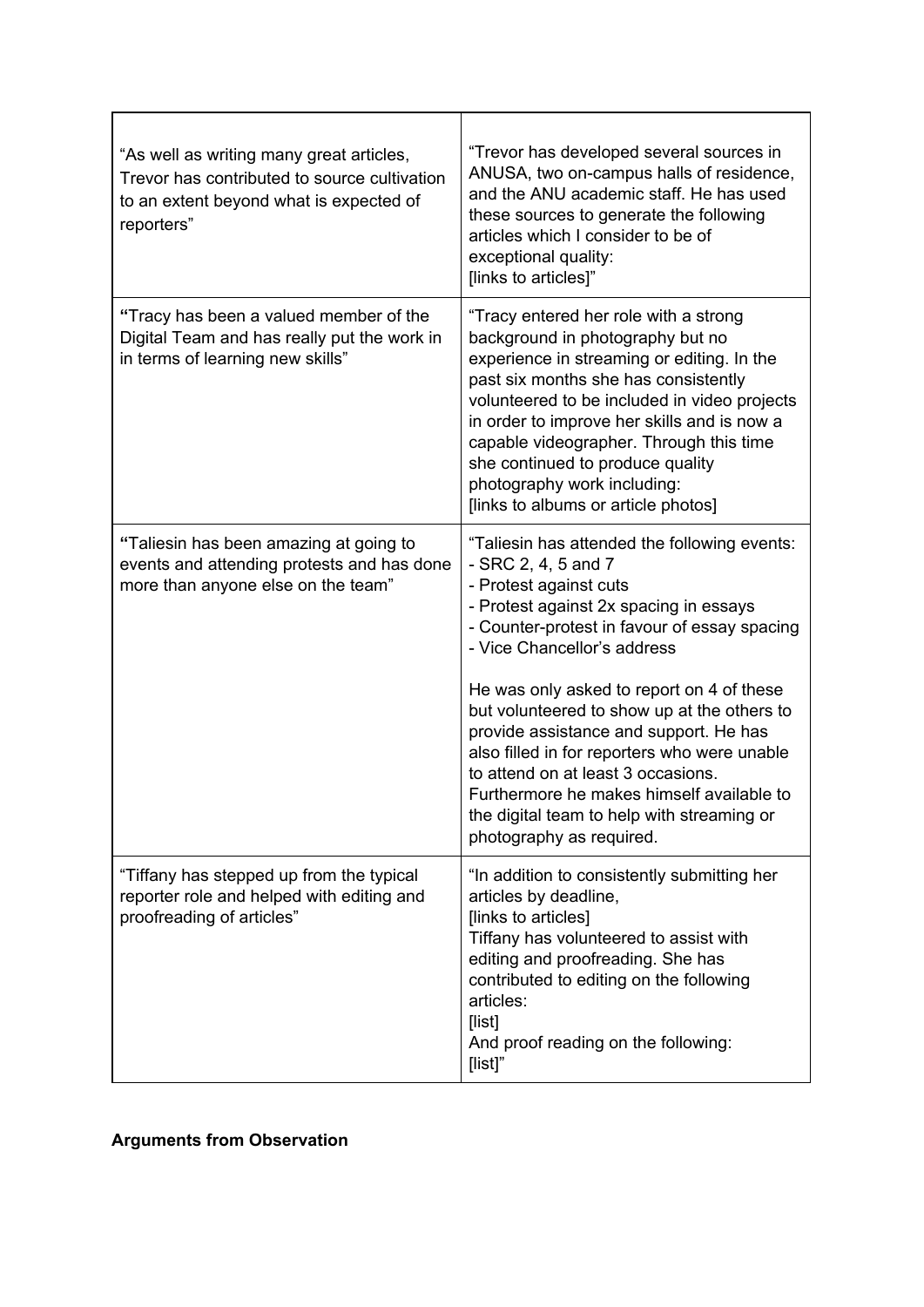| | |
|---|---|
| "As well as writing many great articles, Trevor has contributed to source cultivation to an extent beyond what is expected of reporters" | "Trevor has developed several sources in ANUSA, two on-campus halls of residence, and the ANU academic staff. He has used these sources to generate the following articles which I consider to be of exceptional quality:<br>[links to articles]" |
| **"**Tracy has been a valued member of the Digital Team and has really put the work in in terms of learning new skills" | "Tracy entered her role with a strong background in photography but no experience in streaming or editing. In the past six months she has consistently volunteered to be included in video projects in order to improve her skills and is now a capable videographer. Through this time she continued to produce quality photography work including:<br>[links to albums or article photos] |
| **"**Taliesin has been amazing at going to events and attending protests and has done more than anyone else on the team" | "Taliesin has attended the following events:<br>- SRC 2, 4, 5 and 7<br>- Protest against cuts<br>- Protest against 2x spacing in essays<br>- Counter-protest in favour of essay spacing<br>- Vice Chancellor's address<br><br>He was only asked to report on 4 of these but volunteered to show up at the others to provide assistance and support. He has also filled in for reporters who were unable to attend on at least 3 occasions. Furthermore he makes himself available to the digital team to help with streaming or photography as required. |
| "Tiffany has stepped up from the typical reporter role and helped with editing and proofreading of articles" | "In addition to consistently submitting her articles by deadline,<br>[links to articles]<br>Tiffany has volunteered to assist with editing and proofreading. She has contributed to editing on the following articles:<br>[list]<br>And proof reading on the following:<br>[list]" |

**Arguments from Observation**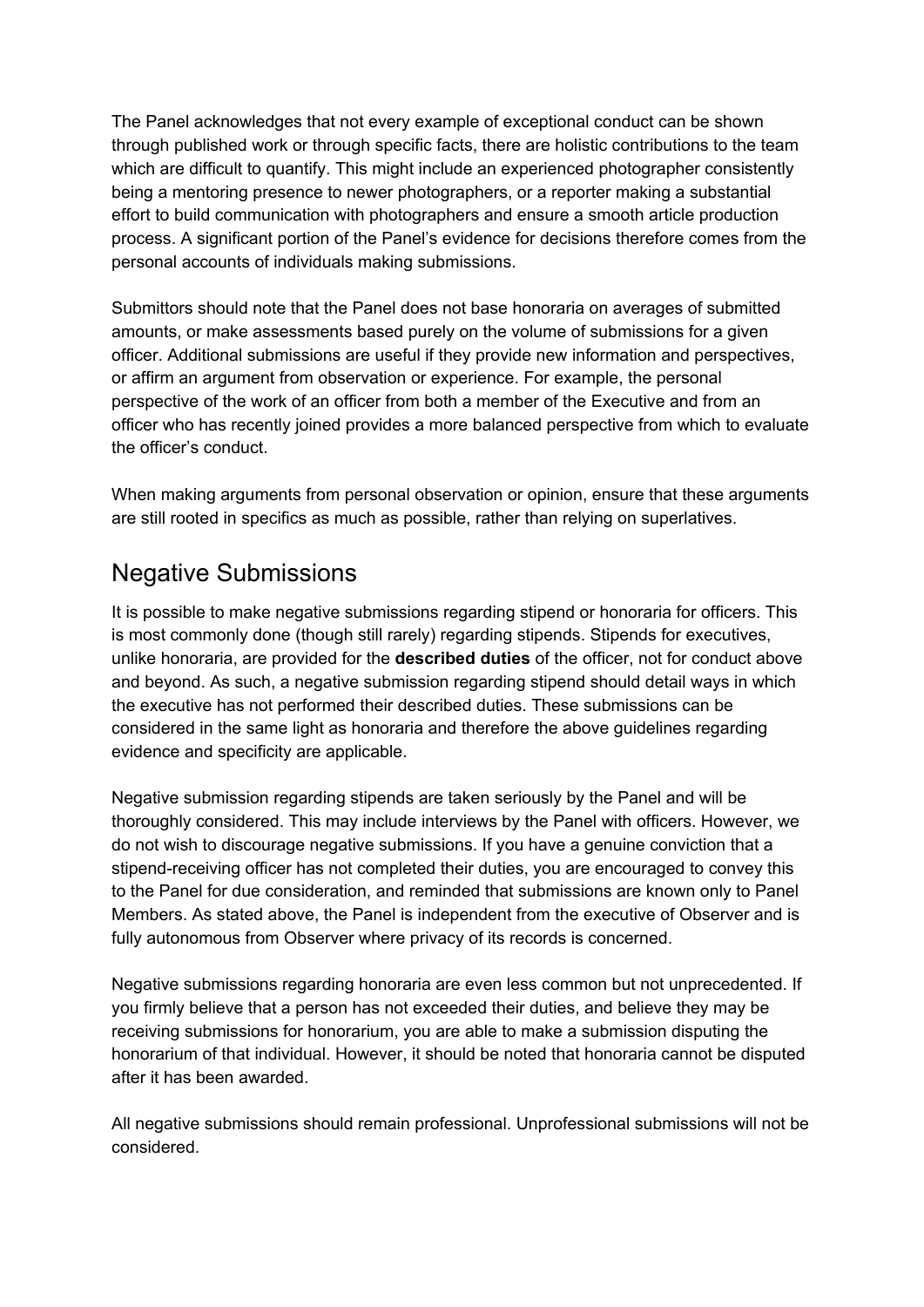The Panel acknowledges that not every example of exceptional conduct can be shown through published work or through specific facts, there are holistic contributions to the team which are difficult to quantify. This might include an experienced photographer consistently being a mentoring presence to newer photographers, or a reporter making a substantial effort to build communication with photographers and ensure a smooth article production process. A significant portion of the Panel's evidence for decisions therefore comes from the personal accounts of individuals making submissions.

Submittors should note that the Panel does not base honoraria on averages of submitted amounts, or make assessments based purely on the volume of submissions for a given officer. Additional submissions are useful if they provide new information and perspectives, or affirm an argument from observation or experience. For example, the personal perspective of the work of an officer from both a member of the Executive and from an officer who has recently joined provides a more balanced perspective from which to evaluate the officer's conduct.

When making arguments from personal observation or opinion, ensure that these arguments are still rooted in specifics as much as possible, rather than relying on superlatives.

## Negative Submissions

It is possible to make negative submissions regarding stipend or honoraria for officers. This is most commonly done (though still rarely) regarding stipends. Stipends for executives, unlike honoraria, are provided for the **described duties** of the officer, not for conduct above and beyond. As such, a negative submission regarding stipend should detail ways in which the executive has not performed their described duties. These submissions can be considered in the same light as honoraria and therefore the above guidelines regarding evidence and specificity are applicable.

Negative submission regarding stipends are taken seriously by the Panel and will be thoroughly considered. This may include interviews by the Panel with officers. However, we do not wish to discourage negative submissions. If you have a genuine conviction that a stipend-receiving officer has not completed their duties, you are encouraged to convey this to the Panel for due consideration, and reminded that submissions are known only to Panel Members. As stated above, the Panel is independent from the executive of Observer and is fully autonomous from Observer where privacy of its records is concerned.

Negative submissions regarding honoraria are even less common but not unprecedented. If you firmly believe that a person has not exceeded their duties, and believe they may be receiving submissions for honorarium, you are able to make a submission disputing the honorarium of that individual. However, it should be noted that honoraria cannot be disputed after it has been awarded.

All negative submissions should remain professional. Unprofessional submissions will not be considered.